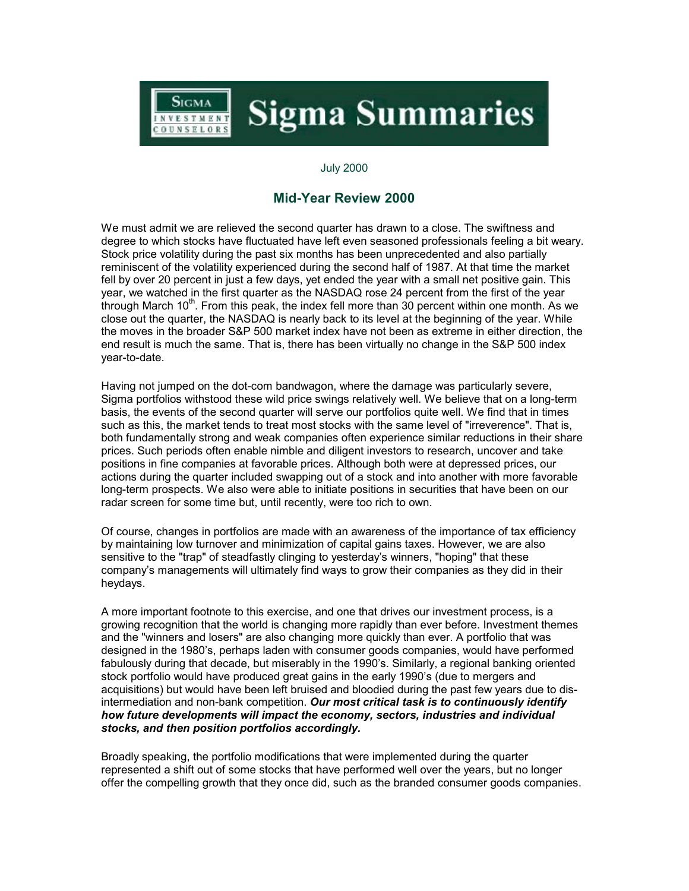# Sigma Summaries

July 2000

## Mid-Year Review 2000

We must admit we are relieved the second quarter has drawn to a close. The swiftness and degree to which stocks have fluctuated have left even seasoned professionals feeling a bit weary. Stock price volatility during the past six months has been unprecedented and also partially reminiscent of the volatility experienced during the second half of 1987. At that time the market fell by over 20 percent in just a few days, yet ended the year with a small net positive gain. This year, we watched in the first quarter as the NASDAQ rose 24 percent from the first of the year through March 10th. From this peak, the index fell more than 30 percent within one month. As we close out the quarter, the NASDAQ is nearly back to its level at the beginning of the year. While the moves in the broader S&P 500 market index have not been as extreme in either direction, the end result is much the same. That is, there has been virtually no change in the S&P 500 index year-to-date.

Having not jumped on the dot-com bandwagon, where the damage was particularly severe, Sigma portfolios withstood these wild price swings relatively well. We believe that on a long-term basis, the events of the second quarter will serve our portfolios quite well. We find that in times such as this, the market tends to treat most stocks with the same level of "irreverence". That is, both fundamentally strong and weak companies often experience similar reductions in their share prices. Such periods often enable nimble and diligent investors to research, uncover and take positions in fine companies at favorable prices. Although both were at depressed prices, our actions during the quarter included swapping out of a stock and into another with more favorable long-term prospects. We also were able to initiate positions in securities that have been on our radar screen for some time but, until recently, were too rich to own.

Of course, changes in portfolios are made with an awareness of the importance of tax efficiency by maintaining low turnover and minimization of capital gains taxes. However, we are also sensitive to the "trap" of steadfastly clinging to yesterday's winners, "hoping" that these company's managements will ultimately find ways to grow their companies as they did in their heydays.

A more important footnote to this exercise, and one that drives our investment process, is a growing recognition that the world is changing more rapidly than ever before. Investment themes and the "winners and losers" are also changing more quickly than ever. A portfolio that was designed in the 1980's, perhaps laden with consumer goods companies, would have performed fabulously during that decade, but miserably in the 1990's. Similarly, a regional banking oriented stock portfolio would have produced great gains in the early 1990's (due to mergers and acquisitions) but would have been left bruised and bloodied during the past few years due to dis-intermediation and non-bank competition. ***Our most critical task is to continuously identify how future developments will impact the economy, sectors, industries and individual stocks, and then position portfolios accordingly.***

Broadly speaking, the portfolio modifications that were implemented during the quarter represented a shift out of some stocks that have performed well over the years, but no longer offer the compelling growth that they once did, such as the branded consumer goods companies.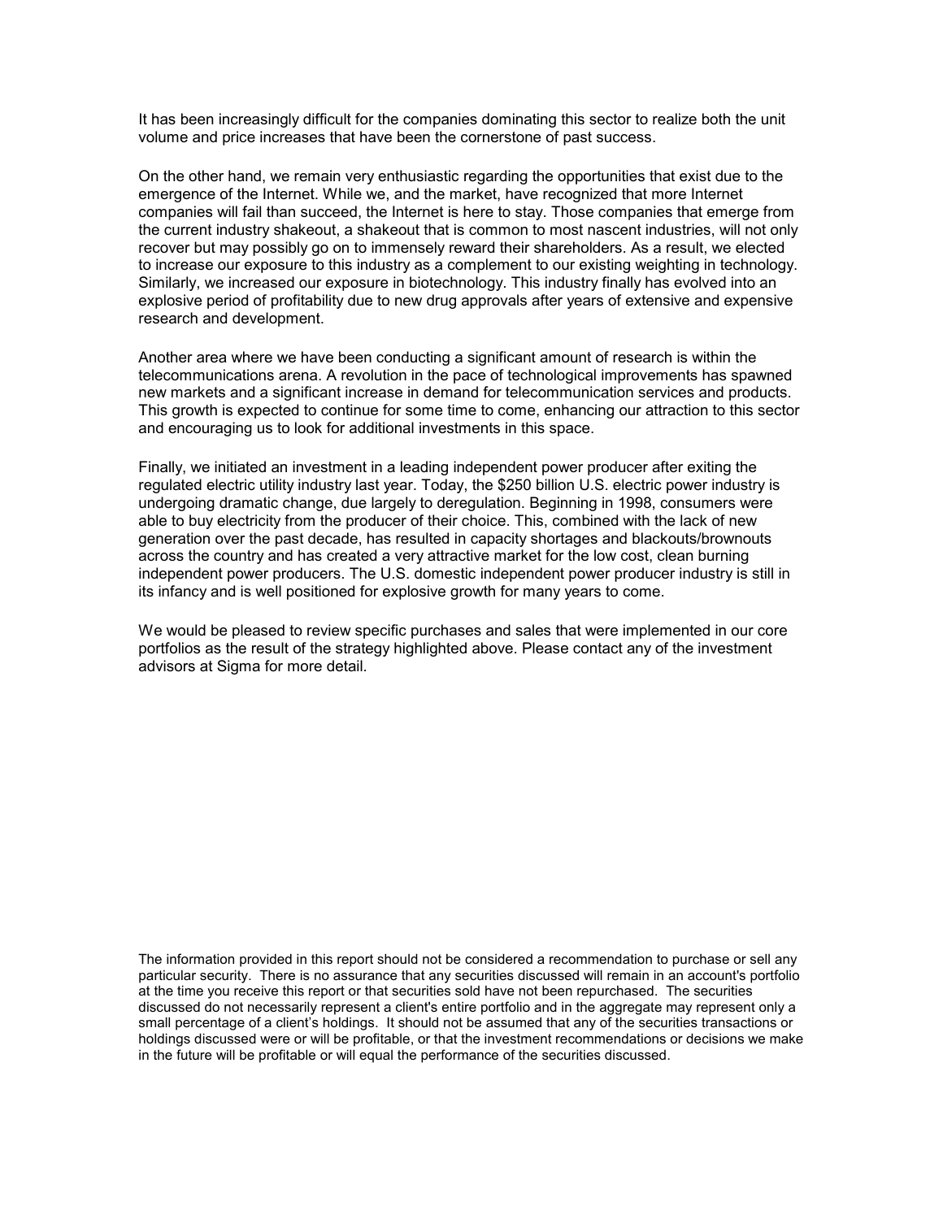It has been increasingly difficult for the companies dominating this sector to realize both the unit volume and price increases that have been the cornerstone of past success.

On the other hand, we remain very enthusiastic regarding the opportunities that exist due to the emergence of the Internet. While we, and the market, have recognized that more Internet companies will fail than succeed, the Internet is here to stay. Those companies that emerge from the current industry shakeout, a shakeout that is common to most nascent industries, will not only recover but may possibly go on to immensely reward their shareholders. As a result, we elected to increase our exposure to this industry as a complement to our existing weighting in technology. Similarly, we increased our exposure in biotechnology. This industry finally has evolved into an explosive period of profitability due to new drug approvals after years of extensive and expensive research and development.

Another area where we have been conducting a significant amount of research is within the telecommunications arena. A revolution in the pace of technological improvements has spawned new markets and a significant increase in demand for telecommunication services and products. This growth is expected to continue for some time to come, enhancing our attraction to this sector and encouraging us to look for additional investments in this space.

Finally, we initiated an investment in a leading independent power producer after exiting the regulated electric utility industry last year. Today, the $250 billion U.S. electric power industry is undergoing dramatic change, due largely to deregulation. Beginning in 1998, consumers were able to buy electricity from the producer of their choice. This, combined with the lack of new generation over the past decade, has resulted in capacity shortages and blackouts/brownouts across the country and has created a very attractive market for the low cost, clean burning independent power producers. The U.S. domestic independent power producer industry is still in its infancy and is well positioned for explosive growth for many years to come.

We would be pleased to review specific purchases and sales that were implemented in our core portfolios as the result of the strategy highlighted above. Please contact any of the investment advisors at Sigma for more detail.

The information provided in this report should not be considered a recommendation to purchase or sell any particular security. There is no assurance that any securities discussed will remain in an account's portfolio at the time you receive this report or that securities sold have not been repurchased. The securities discussed do not necessarily represent a client's entire portfolio and in the aggregate may represent only a small percentage of a client's holdings. It should not be assumed that any of the securities transactions or holdings discussed were or will be profitable, or that the investment recommendations or decisions we make in the future will be profitable or will equal the performance of the securities discussed.